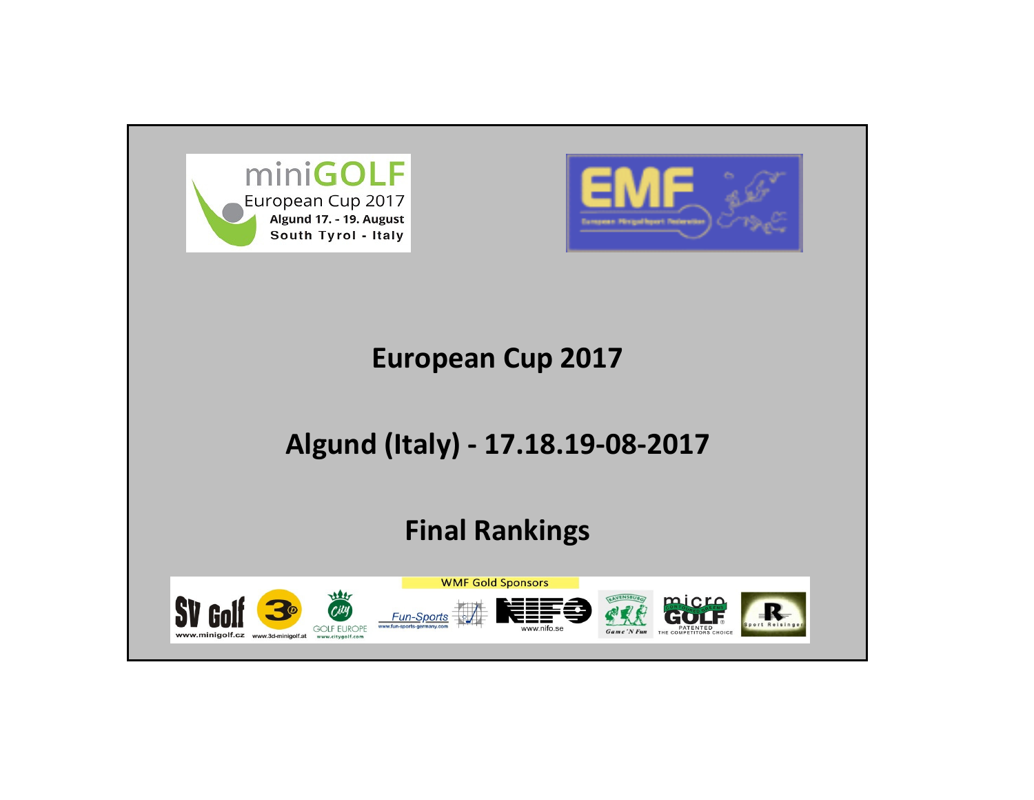miniGOLF European Cup 2017
Algund 17. - 19. August
South Tyrol - Italy

EMF
European Minigolfsport Federation

# European Cup 2017

## Algund (Italy) - 17.18.19-08-2017

## Final Rankings

WMF Gold Sponsors

SV Golf www.minigolf.cz | www.3d-minigolf.at | City GOLF EUROPE www.citygolf.com | Fun-Sports www.fun-sports-germany.com | NIFO www.nifo.se | RAVENSBURG Game 'N Fun | micro GOLF PATENTED THE COMPETITORS CHOICE | R Sport Reisinger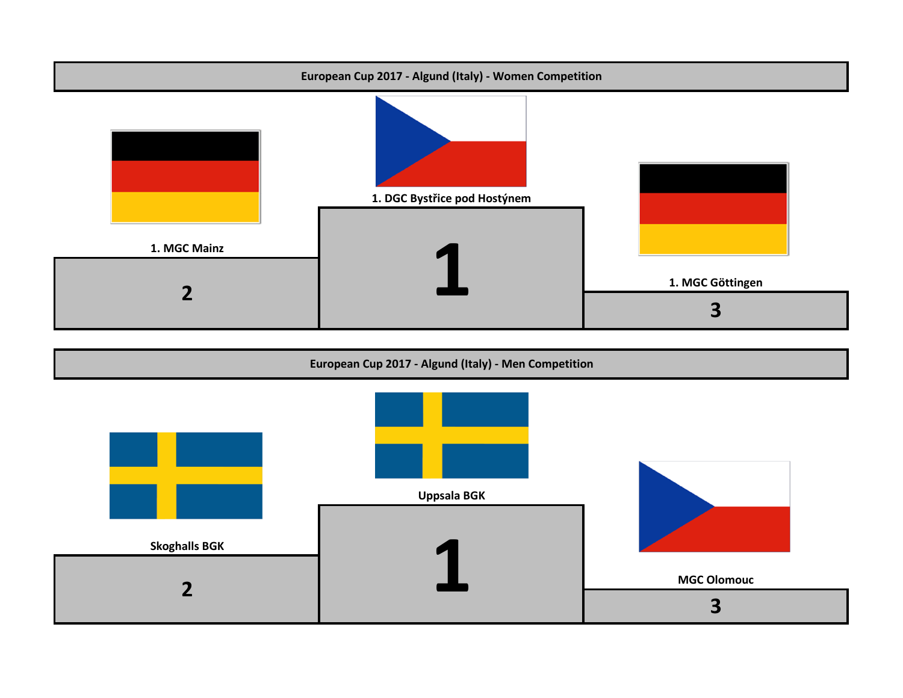## European Cup 2017 - Algund (Italy) - Women Competition

1. DGC Bystřice pod Hostýnem

1

1. MGC Mainz

2

1. MGC Göttingen

3

## European Cup 2017 - Algund (Italy) - Men Competition

Uppsala BGK

1

Skoghalls BGK

2

MGC Olomouc

3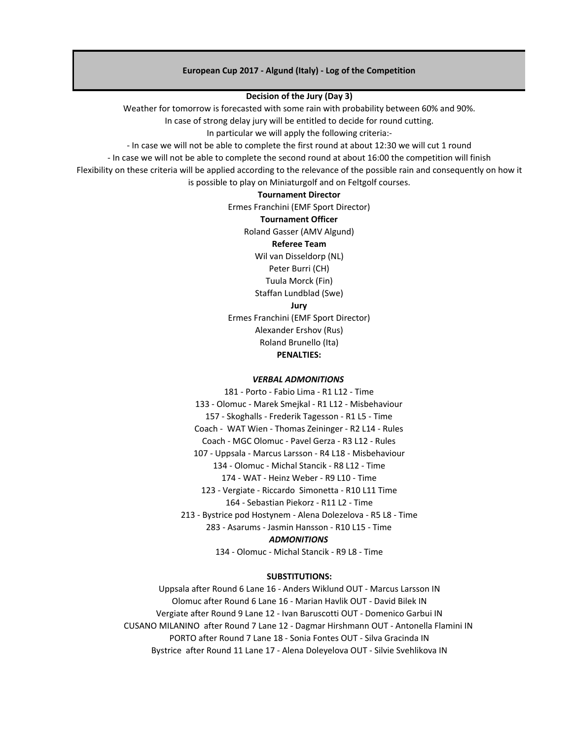## European Cup 2017 - Algund (Italy) - Log of the Competition

**Decision of the Jury (Day 3)**

Weather for tomorrow is forecasted with some rain with probability between 60% and 90%.

In case of strong delay jury will be entitled to decide for round cutting.

In particular we will apply the following criteria:-

- In case we will not be able to complete the first round at about 12:30 we will cut 1 round
- In case we will not be able to complete the second round at about 16:00 the competition will finish

Flexibility on these criteria will be applied according to the relevance of the possible rain and consequently on how it is possible to play on Miniaturgolf and on Feltgolf courses.

**Tournament Director**

Ermes Franchini (EMF Sport Director)

**Tournament Officer**

Roland Gasser (AMV Algund)

**Referee Team**

Wil van Disseldorp (NL)

Peter Burri (CH)

Tuula Morck (Fin)

Staffan Lundblad (Swe)

**Jury**

Ermes Franchini (EMF Sport Director)

Alexander Ershov (Rus)

Roland Brunello (Ita)

**PENALTIES:**

***VERBAL ADMONITIONS***

181 - Porto - Fabio Lima - R1 L12 - Time

133 - Olomuc - Marek Smejkal - R1 L12 - Misbehaviour

157 - Skoghalls - Frederik Tagesson - R1 L5 - Time

Coach - WAT Wien - Thomas Zeininger - R2 L14 - Rules

Coach - MGC Olomuc - Pavel Gerza - R3 L12 - Rules

107 - Uppsala - Marcus Larsson - R4 L18 - Misbehaviour

134 - Olomuc - Michal Stancik - R8 L12 - Time

174 - WAT - Heinz Weber - R9 L10 - Time

123 - Vergiate - Riccardo Simonetta - R10 L11 Time

164 - Sebastian Piekorz - R11 L2 - Time

213 - Bystrice pod Hostynem - Alena Dolezelova - R5 L8 - Time

283 - Asarums - Jasmin Hansson - R10 L15 - Time

***ADMONITIONS***

134 - Olomuc - Michal Stancik - R9 L8 - Time

**SUBSTITUTIONS:**

Uppsala after Round 6 Lane 16 - Anders Wiklund OUT - Marcus Larsson IN

Olomuc after Round 6 Lane 16 - Marian Havlik OUT - David Bilek IN

Vergiate after Round 9 Lane 12 - Ivan Baruscotti OUT - Domenico Garbui IN

CUSANO MILANINO after Round 7 Lane 12 - Dagmar Hirshmann OUT - Antonella Flamini IN

PORTO after Round 7 Lane 18 - Sonia Fontes OUT - Silva Gracinda IN

Bystrice after Round 11 Lane 17 - Alena Doleyelova OUT - Silvie Svehlikova IN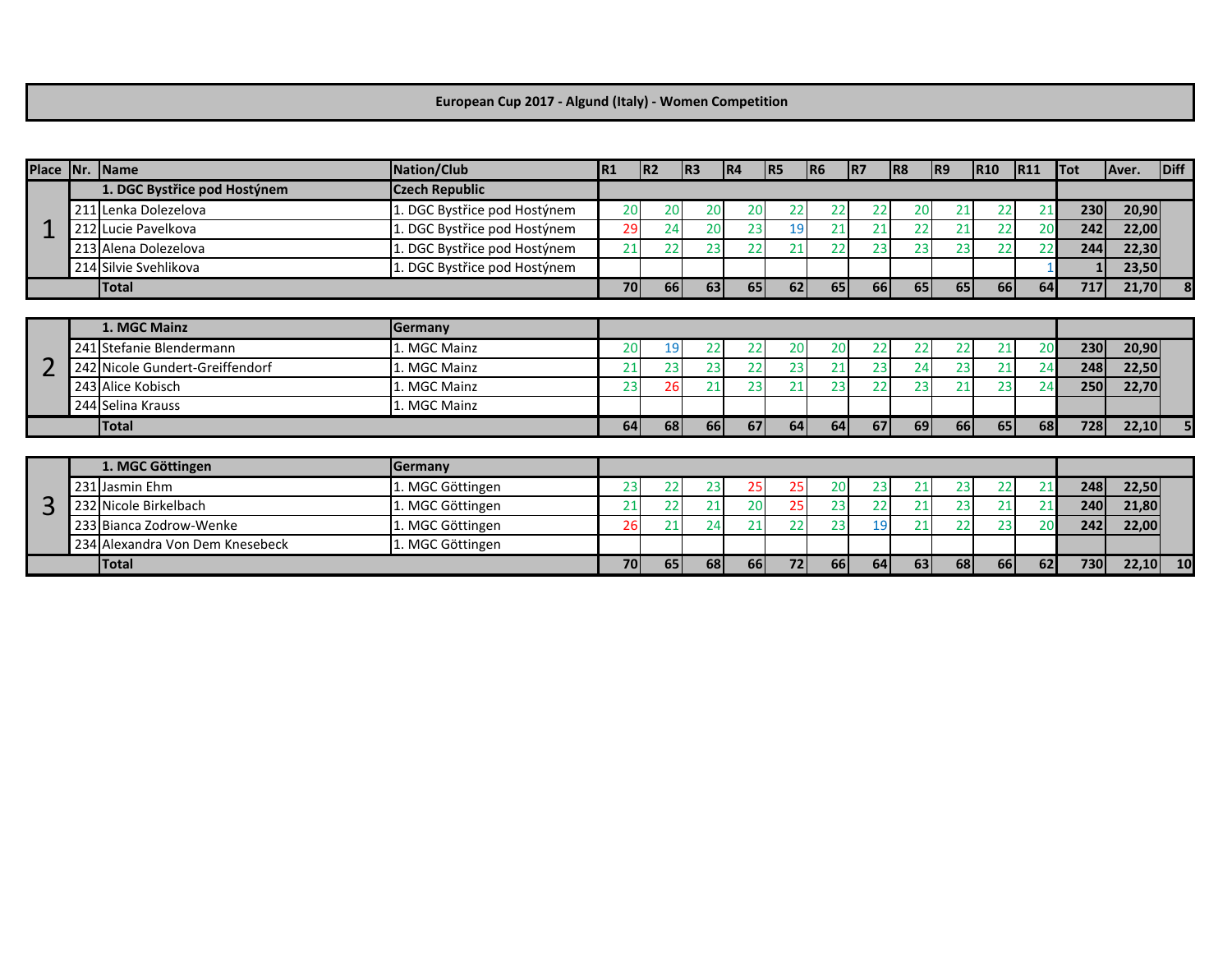**European Cup 2017 - Algund (Italy) - Women Competition**

| Place | Nr. | Name | Nation/Club | R1 | R2 | R3 | R4 | R5 | R6 | R7 | R8 | R9 | R10 | R11 | Tot | Aver. | Diff |
|---|---|---|---|---|---|---|---|---|---|---|---|---|---|---|---|---|---|
| 1 | | **1. DGC Bystřice pod Hostýnem** | **Czech Republic** | | | | | | | | | | | | | | |
| | 211 | Lenka Dolezelova | 1. DGC Bystřice pod Hostýnem | 20 | 20 | 20 | 20 | 22 | 22 | 22 | 20 | 21 | 22 | 21 | **230** | **20,90** | |
| | 212 | Lucie Pavelkova | 1. DGC Bystřice pod Hostýnem | 29 | 24 | 20 | 23 | 19 | 21 | 21 | 22 | 21 | 22 | 20 | **242** | **22,00** | |
| | 213 | Alena Dolezelova | 1. DGC Bystřice pod Hostýnem | 21 | 22 | 23 | 22 | 21 | 22 | 23 | 23 | 23 | 22 | 22 | **244** | **22,30** | |
| | 214 | Silvie Svehlikova | 1. DGC Bystřice pod Hostýnem | | | | | | | | | | | 1 | **1** | **23,50** | |
| | | **Total** | | **70** | **66** | **63** | **65** | **62** | **65** | **66** | **65** | **65** | **66** | **64** | **717** | **21,70** | **8** |
| 2 | | **1. MGC Mainz** | **Germany** | | | | | | | | | | | | | | |
| | 241 | Stefanie Blendermann | 1. MGC Mainz | 20 | 19 | 22 | 22 | 20 | 20 | 22 | 22 | 22 | 21 | 20 | **230** | **20,90** | |
| | 242 | Nicole Gundert-Greiffendorf | 1. MGC Mainz | 21 | 23 | 23 | 22 | 23 | 21 | 23 | 24 | 23 | 21 | 24 | **248** | **22,50** | |
| | 243 | Alice Kobisch | 1. MGC Mainz | 23 | 26 | 21 | 23 | 21 | 23 | 22 | 23 | 21 | 23 | 24 | **250** | **22,70** | |
| | 244 | Selina Krauss | 1. MGC Mainz | | | | | | | | | | | | | | |
| | | **Total** | | **64** | **68** | **66** | **67** | **64** | **64** | **67** | **69** | **66** | **65** | **68** | **728** | **22,10** | **5** |
| 3 | | **1. MGC Göttingen** | **Germany** | | | | | | | | | | | | | | |
| | 231 | Jasmin Ehm | 1. MGC Göttingen | 23 | 22 | 23 | 25 | 25 | 20 | 23 | 21 | 23 | 22 | 21 | **248** | **22,50** | |
| | 232 | Nicole Birkelbach | 1. MGC Göttingen | 21 | 22 | 21 | 20 | 25 | 23 | 22 | 21 | 23 | 21 | 21 | **240** | **21,80** | |
| | 233 | Bianca Zodrow-Wenke | 1. MGC Göttingen | 26 | 21 | 24 | 21 | 22 | 23 | 19 | 21 | 22 | 23 | 20 | **242** | **22,00** | |
| | 234 | Alexandra Von Dem Knesebeck | 1. MGC Göttingen | | | | | | | | | | | | | | |
| | | **Total** | | **70** | **65** | **68** | **66** | **72** | **66** | **64** | **63** | **68** | **66** | **62** | **730** | **22,10** | **10** |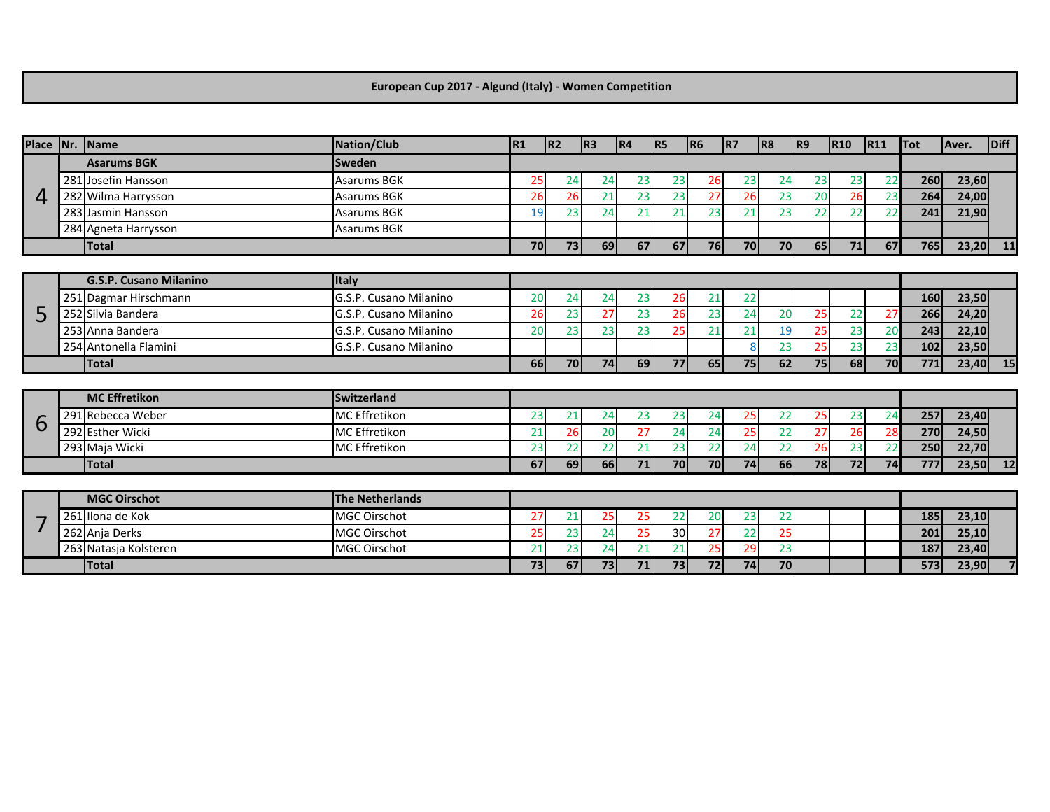# European Cup 2017 - Algund (Italy) - Women Competition

| Place | Nr. | Name | Nation/Club | R1 | R2 | R3 | R4 | R5 | R6 | R7 | R8 | R9 | R10 | R11 | Tot | Aver. | Diff |
|---|---|---|---|---|---|---|---|---|---|---|---|---|---|---|---|---|---|
| 4 | | **Asarums BGK** | **Sweden** | | | | | | | | | | | | | | |
| | 281 | Josefin Hansson | Asarums BGK | 25 | 24 | 24 | 23 | 23 | 26 | 23 | 24 | 23 | 23 | 22 | 260 | 23,60 | |
| | 282 | Wilma Harrysson | Asarums BGK | 26 | 26 | 21 | 23 | 23 | 27 | 26 | 23 | 20 | 26 | 23 | 264 | 24,00 | |
| | 283 | Jasmin Hansson | Asarums BGK | 19 | 23 | 24 | 21 | 21 | 23 | 21 | 23 | 22 | 22 | 22 | 241 | 21,90 | |
| | 284 | Agneta Harrysson | Asarums BGK | | | | | | | | | | | | | | |
| | | **Total** | | 70 | 73 | 69 | 67 | 67 | 76 | 70 | 70 | 65 | 71 | 67 | 765 | 23,20 | 11 |
| 5 | | **G.S.P. Cusano Milanino** | **Italy** | | | | | | | | | | | | | | |
| | 251 | Dagmar Hirschmann | G.S.P. Cusano Milanino | 20 | 24 | 24 | 23 | 26 | 21 | 22 | | | | | 160 | 23,50 | |
| | 252 | Silvia Bandera | G.S.P. Cusano Milanino | 26 | 23 | 27 | 23 | 26 | 23 | 24 | 20 | 25 | 22 | 27 | 266 | 24,20 | |
| | 253 | Anna Bandera | G.S.P. Cusano Milanino | 20 | 23 | 23 | 23 | 25 | 21 | 21 | 19 | 25 | 23 | 20 | 243 | 22,10 | |
| | 254 | Antonella Flamini | G.S.P. Cusano Milanino | | | | | | | 8 | 23 | 25 | 23 | 23 | 102 | 23,50 | |
| | | **Total** | | 66 | 70 | 74 | 69 | 77 | 65 | 75 | 62 | 75 | 68 | 70 | 771 | 23,40 | 15 |
| 6 | | **MC Effretikon** | **Switzerland** | | | | | | | | | | | | | | |
| | 291 | Rebecca Weber | MC Effretikon | 23 | 21 | 24 | 23 | 23 | 24 | 25 | 22 | 25 | 23 | 24 | 257 | 23,40 | |
| | 292 | Esther Wicki | MC Effretikon | 21 | 26 | 20 | 27 | 24 | 24 | 25 | 22 | 27 | 26 | 28 | 270 | 24,50 | |
| | 293 | Maja Wicki | MC Effretikon | 23 | 22 | 22 | 21 | 23 | 22 | 24 | 22 | 26 | 23 | 22 | 250 | 22,70 | |
| | | **Total** | | 67 | 69 | 66 | 71 | 70 | 70 | 74 | 66 | 78 | 72 | 74 | 777 | 23,50 | 12 |
| 7 | | **MGC Oirschot** | **The Netherlands** | | | | | | | | | | | | | | |
| | 261 | Ilona de Kok | MGC Oirschot | 27 | 21 | 25 | 25 | 22 | 20 | 23 | 22 | | | | 185 | 23,10 | |
| | 262 | Anja Derks | MGC Oirschot | 25 | 23 | 24 | 25 | 30 | 27 | 22 | 25 | | | | 201 | 25,10 | |
| | 263 | Natasja Kolsteren | MGC Oirschot | 21 | 23 | 24 | 21 | 21 | 25 | 29 | 23 | | | | 187 | 23,40 | |
| | | **Total** | | 73 | 67 | 73 | 71 | 73 | 72 | 74 | 70 | | | | 573 | 23,90 | 7 |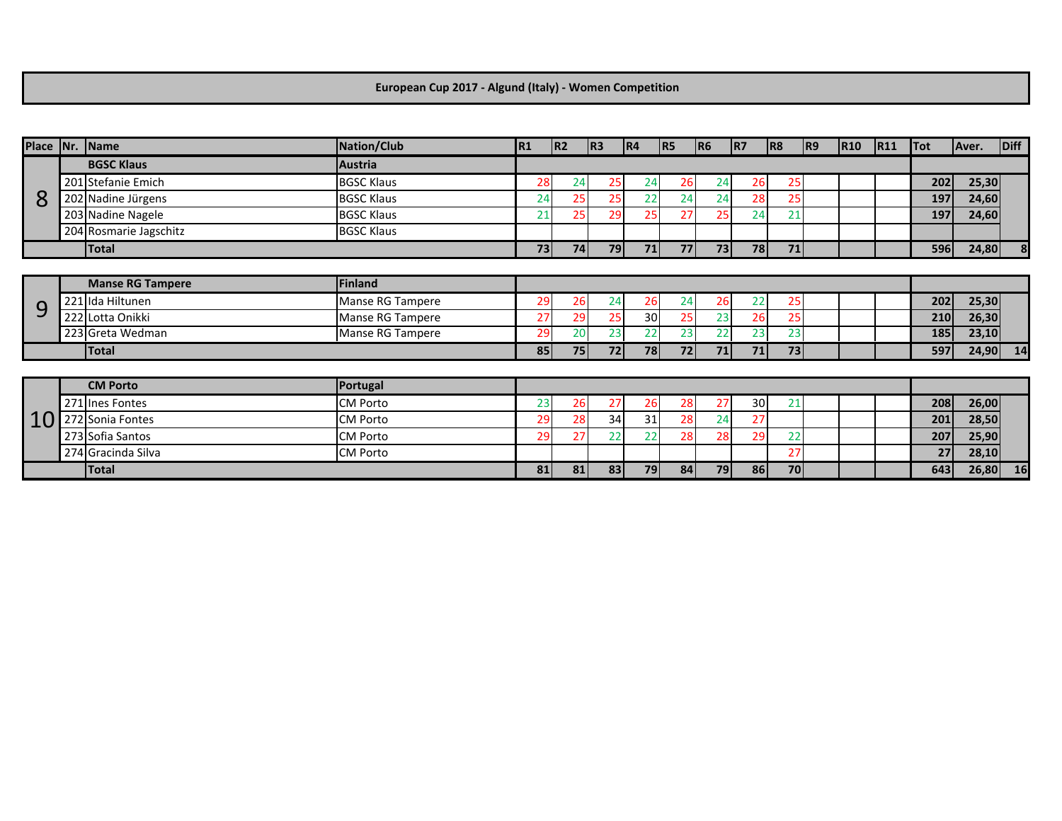# European Cup 2017 - Algund (Italy) - Women Competition

| Place | Nr. | Name | Nation/Club | R1 | R2 | R3 | R4 | R5 | R6 | R7 | R8 | R9 | R10 | R11 | Tot | Aver. | Diff |
|---|---|---|---|---|---|---|---|---|---|---|---|---|---|---|---|---|---|
| 8 | | **BGSC Klaus** | **Austria** | | | | | | | | | | | | | | |
| | 201 | Stefanie Emich | BGSC Klaus | 28 | 24 | 25 | 24 | 26 | 24 | 26 | 25 | | | | **202** | **25,30** | |
| | 202 | Nadine Jürgens | BGSC Klaus | 24 | 25 | 25 | 22 | 24 | 24 | 28 | 25 | | | | **197** | **24,60** | |
| | 203 | Nadine Nagele | BGSC Klaus | 21 | 25 | 29 | 25 | 27 | 25 | 24 | 21 | | | | **197** | **24,60** | |
| | 204 | Rosmarie Jagschitz | BGSC Klaus | | | | | | | | | | | | | | |
| | | **Total** | | **73** | **74** | **79** | **71** | **77** | **73** | **78** | **71** | | | | **596** | **24,80** | **8** |
| 9 | | **Manse RG Tampere** | **Finland** | | | | | | | | | | | | | | |
| | 221 | Ida Hiltunen | Manse RG Tampere | 29 | 26 | 24 | 26 | 24 | 26 | 22 | 25 | | | | **202** | **25,30** | |
| | 222 | Lotta Onikki | Manse RG Tampere | 27 | 29 | 25 | 30 | 25 | 23 | 26 | 25 | | | | **210** | **26,30** | |
| | 223 | Greta Wedman | Manse RG Tampere | 29 | 20 | 23 | 22 | 23 | 22 | 23 | 23 | | | | **185** | **23,10** | |
| | | **Total** | | **85** | **75** | **72** | **78** | **72** | **71** | **71** | **73** | | | | **597** | **24,90** | **14** |
| 10 | | **CM Porto** | **Portugal** | | | | | | | | | | | | | | |
| | 271 | Ines Fontes | CM Porto | 23 | 26 | 27 | 26 | 28 | 27 | 30 | 21 | | | | **208** | **26,00** | |
| | 272 | Sonia Fontes | CM Porto | 29 | 28 | 34 | 31 | 28 | 24 | 27 | | | | | **201** | **28,50** | |
| | 273 | Sofia Santos | CM Porto | 29 | 27 | 22 | 22 | 28 | 28 | 29 | 22 | | | | **207** | **25,90** | |
| | 274 | Gracinda Silva | CM Porto | | | | | | | | 27 | | | | **27** | **28,10** | |
| | | **Total** | | **81** | **81** | **83** | **79** | **84** | **79** | **86** | **70** | | | | **643** | **26,80** | **16** |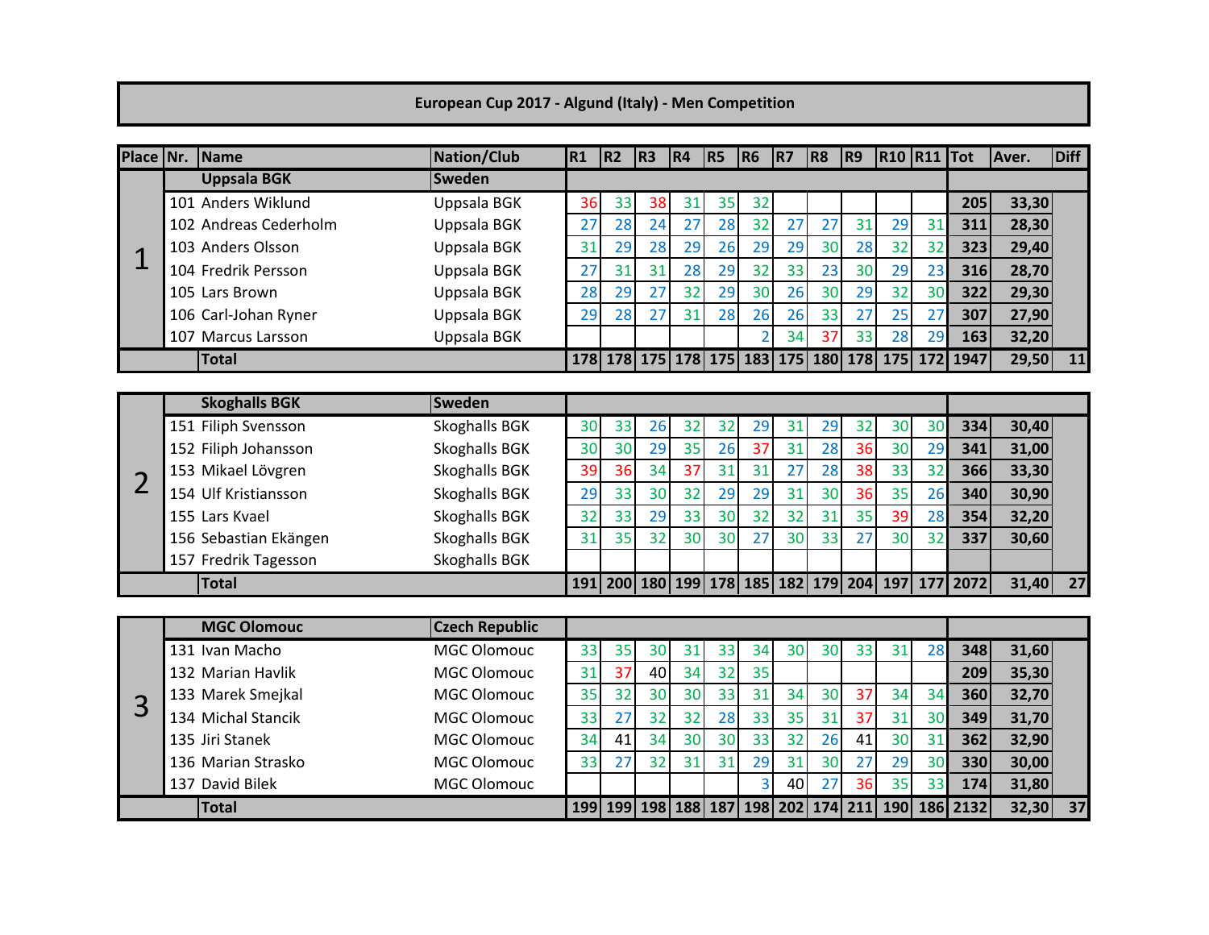# European Cup 2017 - Algund (Italy) - Men Competition

| Place | Nr. | Name | Nation/Club | R1 | R2 | R3 | R4 | R5 | R6 | R7 | R8 | R9 | R10 | R11 | Tot | Aver. | Diff |
|---|---|---|---|---|---|---|---|---|---|---|---|---|---|---|---|---|---|
| 1 | | **Uppsala BGK** | **Sweden** | | | | | | | | | | | | | | |
| | 101 | Anders Wiklund | Uppsala BGK | 36 | 33 | 38 | 31 | 35 | 32 | | | | | | **205** | **33,30** | |
| | 102 | Andreas Cederholm | Uppsala BGK | 27 | 28 | 24 | 27 | 28 | 32 | 27 | 27 | 31 | 29 | 31 | **311** | **28,30** | |
| | 103 | Anders Olsson | Uppsala BGK | 31 | 29 | 28 | 29 | 26 | 29 | 29 | 30 | 28 | 32 | 32 | **323** | **29,40** | |
| | 104 | Fredrik Persson | Uppsala BGK | 27 | 31 | 31 | 28 | 29 | 32 | 33 | 23 | 30 | 29 | 23 | **316** | **28,70** | |
| | 105 | Lars Brown | Uppsala BGK | 28 | 29 | 27 | 32 | 29 | 30 | 26 | 30 | 29 | 32 | 30 | **322** | **29,30** | |
| | 106 | Carl-Johan Ryner | Uppsala BGK | 29 | 28 | 27 | 31 | 28 | 26 | 26 | 33 | 27 | 25 | 27 | **307** | **27,90** | |
| | 107 | Marcus Larsson | Uppsala BGK | | | | | | 2 | 34 | 37 | 33 | 28 | 29 | **163** | **32,20** | |
| | | **Total** | | **178** | **178** | **175** | **178** | **175** | **183** | **175** | **180** | **178** | **175** | **172** | **1947** | **29,50** | **11** |
| 2 | | **Skoghalls BGK** | **Sweden** | | | | | | | | | | | | | | |
| | 151 | Filiph Svensson | Skoghalls BGK | 30 | 33 | 26 | 32 | 32 | 29 | 31 | 29 | 32 | 30 | 30 | **334** | **30,40** | |
| | 152 | Filiph Johansson | Skoghalls BGK | 30 | 30 | 29 | 35 | 26 | 37 | 31 | 28 | 36 | 30 | 29 | **341** | **31,00** | |
| | 153 | Mikael Lövgren | Skoghalls BGK | 39 | 36 | 34 | 37 | 31 | 31 | 27 | 28 | 38 | 33 | 32 | **366** | **33,30** | |
| | 154 | Ulf Kristiansson | Skoghalls BGK | 29 | 33 | 30 | 32 | 29 | 29 | 31 | 30 | 36 | 35 | 26 | **340** | **30,90** | |
| | 155 | Lars Kvael | Skoghalls BGK | 32 | 33 | 29 | 33 | 30 | 32 | 32 | 31 | 35 | 39 | 28 | **354** | **32,20** | |
| | 156 | Sebastian Ekängen | Skoghalls BGK | 31 | 35 | 32 | 30 | 30 | 27 | 30 | 33 | 27 | 30 | 32 | **337** | **30,60** | |
| | 157 | Fredrik Tagesson | Skoghalls BGK | | | | | | | | | | | | | | |
| | | **Total** | | **191** | **200** | **180** | **199** | **178** | **185** | **182** | **179** | **204** | **197** | **177** | **2072** | **31,40** | **27** |
| 3 | | **MGC Olomouc** | **Czech Republic** | | | | | | | | | | | | | | |
| | 131 | Ivan Macho | MGC Olomouc | 33 | 35 | 30 | 31 | 33 | 34 | 30 | 30 | 33 | 31 | 28 | **348** | **31,60** | |
| | 132 | Marian Havlik | MGC Olomouc | 31 | 37 | 40 | 34 | 32 | 35 | | | | | | **209** | **35,30** | |
| | 133 | Marek Smejkal | MGC Olomouc | 35 | 32 | 30 | 30 | 33 | 31 | 34 | 30 | 37 | 34 | 34 | **360** | **32,70** | |
| | 134 | Michal Stancik | MGC Olomouc | 33 | 27 | 32 | 32 | 28 | 33 | 35 | 31 | 37 | 31 | 30 | **349** | **31,70** | |
| | 135 | Jiri Stanek | MGC Olomouc | 34 | 41 | 34 | 30 | 30 | 33 | 32 | 26 | 41 | 30 | 31 | **362** | **32,90** | |
| | 136 | Marian Strasko | MGC Olomouc | 33 | 27 | 32 | 31 | 31 | 29 | 31 | 30 | 27 | 29 | 30 | **330** | **30,00** | |
| | 137 | David Bilek | MGC Olomouc | | | | | | 3 | 40 | 27 | 36 | 35 | 33 | **174** | **31,80** | |
| | | **Total** | | **199** | **199** | **198** | **188** | **187** | **198** | **202** | **174** | **211** | **190** | **186** | **2132** | **32,30** | **37** |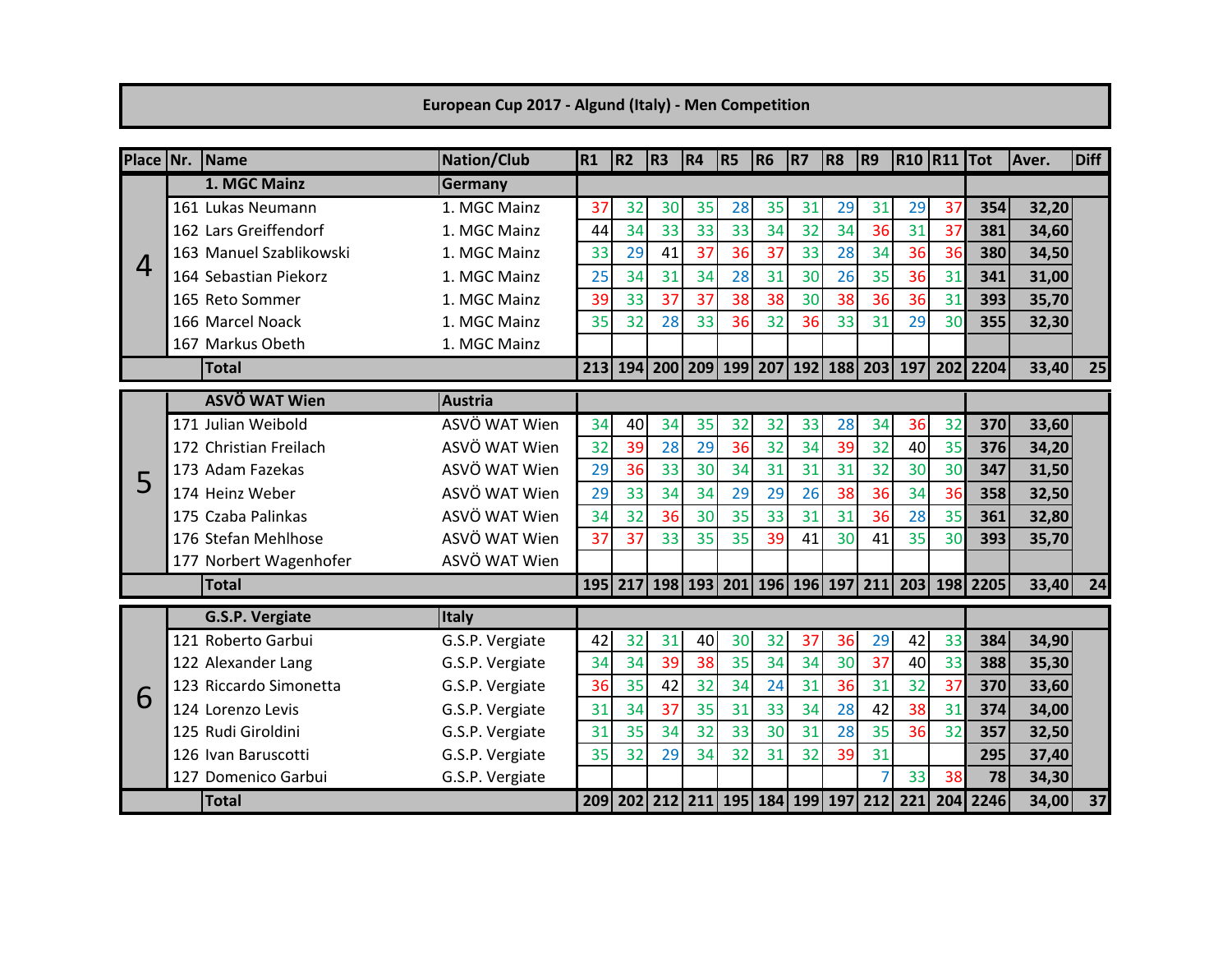# European Cup 2017 - Algund (Italy) - Men Competition

| Place | Nr. | Name | Nation/Club | R1 | R2 | R3 | R4 | R5 | R6 | R7 | R8 | R9 | R10 | R11 | Tot | Aver. | Diff |
|---|---|---|---|---|---|---|---|---|---|---|---|---|---|---|---|---|---|
| 4 | | **1. MGC Mainz** | **Germany** | | | | | | | | | | | | | | |
| | 161 | Lukas Neumann | 1. MGC Mainz | 37 | 32 | 30 | 35 | 28 | 35 | 31 | 29 | 31 | 29 | 37 | **354** | **32,20** | |
| | 162 | Lars Greiffendorf | 1. MGC Mainz | 44 | 34 | 33 | 33 | 33 | 34 | 32 | 34 | 36 | 31 | 37 | **381** | **34,60** | |
| | 163 | Manuel Szablikowski | 1. MGC Mainz | 33 | 29 | 41 | 37 | 36 | 37 | 33 | 28 | 34 | 36 | 36 | **380** | **34,50** | |
| | 164 | Sebastian Piekorz | 1. MGC Mainz | 25 | 34 | 31 | 34 | 28 | 31 | 30 | 26 | 35 | 36 | 31 | **341** | **31,00** | |
| | 165 | Reto Sommer | 1. MGC Mainz | 39 | 33 | 37 | 37 | 38 | 38 | 30 | 38 | 36 | 36 | 31 | **393** | **35,70** | |
| | 166 | Marcel Noack | 1. MGC Mainz | 35 | 32 | 28 | 33 | 36 | 32 | 36 | 33 | 31 | 29 | 30 | **355** | **32,30** | |
| | 167 | Markus Obeth | 1. MGC Mainz | | | | | | | | | | | | | | |
| | | **Total** | | **213** | **194** | **200** | **209** | **199** | **207** | **192** | **188** | **203** | **197** | **202** | **2204** | **33,40** | **25** |
| 5 | | **ASVÖ WAT Wien** | **Austria** | | | | | | | | | | | | | | |
| | 171 | Julian Weibold | ASVÖ WAT Wien | 34 | 40 | 34 | 35 | 32 | 32 | 33 | 28 | 34 | 36 | 32 | **370** | **33,60** | |
| | 172 | Christian Freilach | ASVÖ WAT Wien | 32 | 39 | 28 | 29 | 36 | 32 | 34 | 39 | 32 | 40 | 35 | **376** | **34,20** | |
| | 173 | Adam Fazekas | ASVÖ WAT Wien | 29 | 36 | 33 | 30 | 34 | 31 | 31 | 31 | 32 | 30 | 30 | **347** | **31,50** | |
| | 174 | Heinz Weber | ASVÖ WAT Wien | 29 | 33 | 34 | 34 | 29 | 29 | 26 | 38 | 36 | 34 | 36 | **358** | **32,50** | |
| | 175 | Czaba Palinkas | ASVÖ WAT Wien | 34 | 32 | 36 | 30 | 35 | 33 | 31 | 31 | 36 | 28 | 35 | **361** | **32,80** | |
| | 176 | Stefan Mehlhose | ASVÖ WAT Wien | 37 | 37 | 33 | 35 | 35 | 39 | 41 | 30 | 41 | 35 | 30 | **393** | **35,70** | |
| | 177 | Norbert Wagenhofer | ASVÖ WAT Wien | | | | | | | | | | | | | | |
| | | **Total** | | **195** | **217** | **198** | **193** | **201** | **196** | **196** | **197** | **211** | **203** | **198** | **2205** | **33,40** | **24** |
| 6 | | **G.S.P. Vergiate** | **Italy** | | | | | | | | | | | | | | |
| | 121 | Roberto Garbui | G.S.P. Vergiate | 42 | 32 | 31 | 40 | 30 | 32 | 37 | 36 | 29 | 42 | 33 | **384** | **34,90** | |
| | 122 | Alexander Lang | G.S.P. Vergiate | 34 | 34 | 39 | 38 | 35 | 34 | 34 | 30 | 37 | 40 | 33 | **388** | **35,30** | |
| | 123 | Riccardo Simonetta | G.S.P. Vergiate | 36 | 35 | 42 | 32 | 34 | 24 | 31 | 36 | 31 | 32 | 37 | **370** | **33,60** | |
| | 124 | Lorenzo Levis | G.S.P. Vergiate | 31 | 34 | 37 | 35 | 31 | 33 | 34 | 28 | 42 | 38 | 31 | **374** | **34,00** | |
| | 125 | Rudi Giroldini | G.S.P. Vergiate | 31 | 35 | 34 | 32 | 33 | 30 | 31 | 28 | 35 | 36 | 32 | **357** | **32,50** | |
| | 126 | Ivan Baruscotti | G.S.P. Vergiate | 35 | 32 | 29 | 34 | 32 | 31 | 32 | 39 | 31 | | | **295** | **37,40** | |
| | 127 | Domenico Garbui | G.S.P. Vergiate | | | | | | | | | 7 | 33 | 38 | **78** | **34,30** | |
| | | **Total** | | **209** | **202** | **212** | **211** | **195** | **184** | **199** | **197** | **212** | **221** | **204** | **2246** | **34,00** | **37** |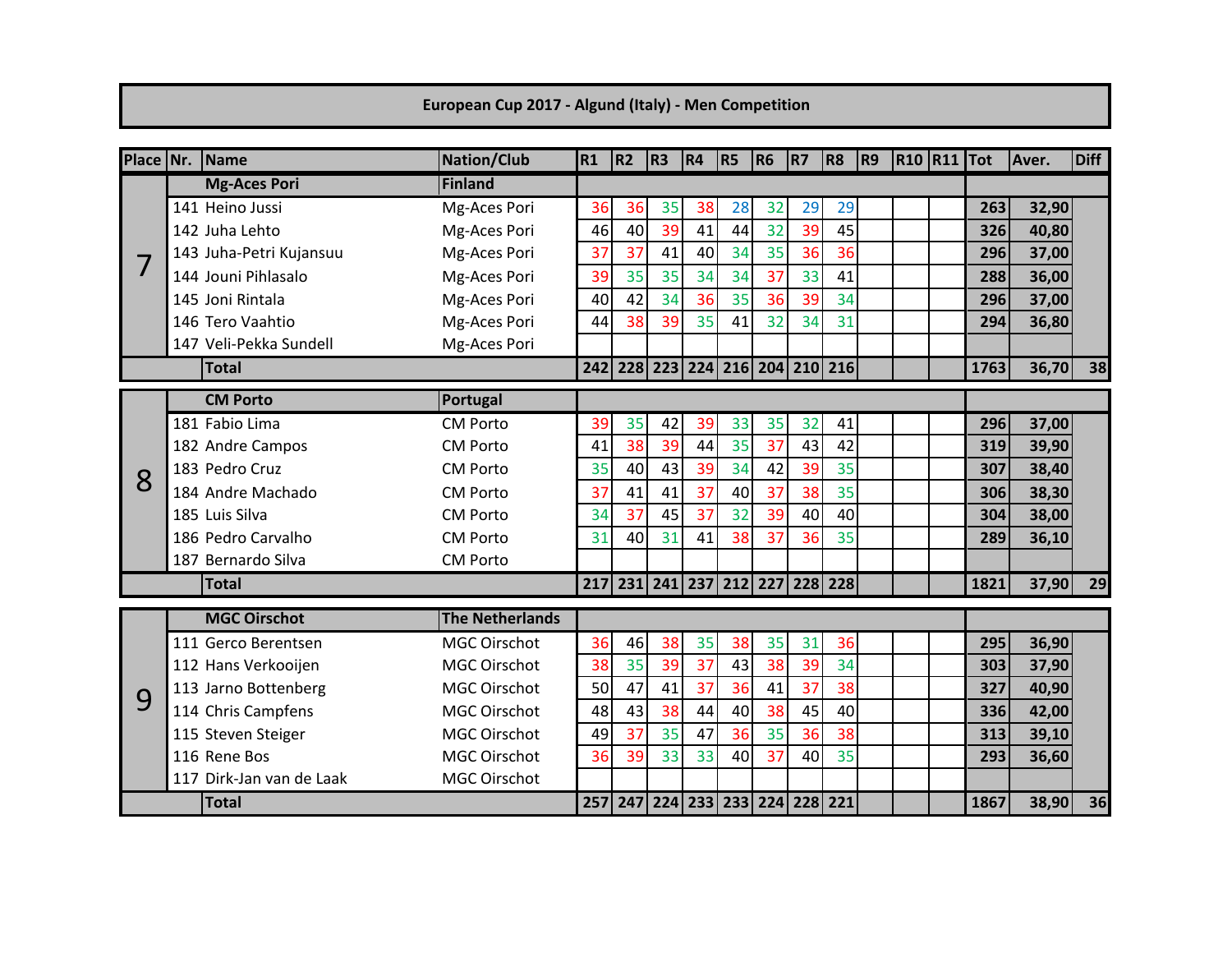# European Cup 2017 - Algund (Italy) - Men Competition

| Place | Nr. | Name | Nation/Club | R1 | R2 | R3 | R4 | R5 | R6 | R7 | R8 | R9 | R10 | R11 | Tot | Aver. | Diff |
|---|---|---|---|---|---|---|---|---|---|---|---|---|---|---|---|---|---|
| 7 | | **Mg-Aces Pori** | **Finland** | | | | | | | | | | | | | | |
| | 141 | Heino Jussi | Mg-Aces Pori | 36 | 36 | 35 | 38 | 28 | 32 | 29 | 29 | | | | 263 | 32,90 | |
| | 142 | Juha Lehto | Mg-Aces Pori | 46 | 40 | 39 | 41 | 44 | 32 | 39 | 45 | | | | 326 | 40,80 | |
| | 143 | Juha-Petri Kujansuu | Mg-Aces Pori | 37 | 37 | 41 | 40 | 34 | 35 | 36 | 36 | | | | 296 | 37,00 | |
| | 144 | Jouni Pihlasalo | Mg-Aces Pori | 39 | 35 | 35 | 34 | 34 | 37 | 33 | 41 | | | | 288 | 36,00 | |
| | 145 | Joni Rintala | Mg-Aces Pori | 40 | 42 | 34 | 36 | 35 | 36 | 39 | 34 | | | | 296 | 37,00 | |
| | 146 | Tero Vaahtio | Mg-Aces Pori | 44 | 38 | 39 | 35 | 41 | 32 | 34 | 31 | | | | 294 | 36,80 | |
| | 147 | Veli-Pekka Sundell | Mg-Aces Pori | | | | | | | | | | | | | | |
| | | **Total** | | **242** | **228** | **223** | **224** | **216** | **204** | **210** | **216** | | | | **1763** | **36,70** | **38** |
| 8 | | **CM Porto** | **Portugal** | | | | | | | | | | | | | | |
| | 181 | Fabio Lima | CM Porto | 39 | 35 | 42 | 39 | 33 | 35 | 32 | 41 | | | | 296 | 37,00 | |
| | 182 | Andre Campos | CM Porto | 41 | 38 | 39 | 44 | 35 | 37 | 43 | 42 | | | | 319 | 39,90 | |
| | 183 | Pedro Cruz | CM Porto | 35 | 40 | 43 | 39 | 34 | 42 | 39 | 35 | | | | 307 | 38,40 | |
| | 184 | Andre Machado | CM Porto | 37 | 41 | 41 | 37 | 40 | 37 | 38 | 35 | | | | 306 | 38,30 | |
| | 185 | Luis Silva | CM Porto | 34 | 37 | 45 | 37 | 32 | 39 | 40 | 40 | | | | 304 | 38,00 | |
| | 186 | Pedro Carvalho | CM Porto | 31 | 40 | 31 | 41 | 38 | 37 | 36 | 35 | | | | 289 | 36,10 | |
| | 187 | Bernardo Silva | CM Porto | | | | | | | | | | | | | | |
| | | **Total** | | **217** | **231** | **241** | **237** | **212** | **227** | **228** | **228** | | | | **1821** | **37,90** | **29** |
| 9 | | **MGC Oirschot** | **The Netherlands** | | | | | | | | | | | | | | |
| | 111 | Gerco Berentsen | MGC Oirschot | 36 | 46 | 38 | 35 | 38 | 35 | 31 | 36 | | | | 295 | 36,90 | |
| | 112 | Hans Verkooijen | MGC Oirschot | 38 | 35 | 39 | 37 | 43 | 38 | 39 | 34 | | | | 303 | 37,90 | |
| | 113 | Jarno Bottenberg | MGC Oirschot | 50 | 47 | 41 | 37 | 36 | 41 | 37 | 38 | | | | 327 | 40,90 | |
| | 114 | Chris Campfens | MGC Oirschot | 48 | 43 | 38 | 44 | 40 | 38 | 45 | 40 | | | | 336 | 42,00 | |
| | 115 | Steven Steiger | MGC Oirschot | 49 | 37 | 35 | 47 | 36 | 35 | 36 | 38 | | | | 313 | 39,10 | |
| | 116 | Rene Bos | MGC Oirschot | 36 | 39 | 33 | 33 | 40 | 37 | 40 | 35 | | | | 293 | 36,60 | |
| | 117 | Dirk-Jan van de Laak | MGC Oirschot | | | | | | | | | | | | | | |
| | | **Total** | | **257** | **247** | **224** | **233** | **233** | **224** | **228** | **221** | | | | **1867** | **38,90** | **36** |